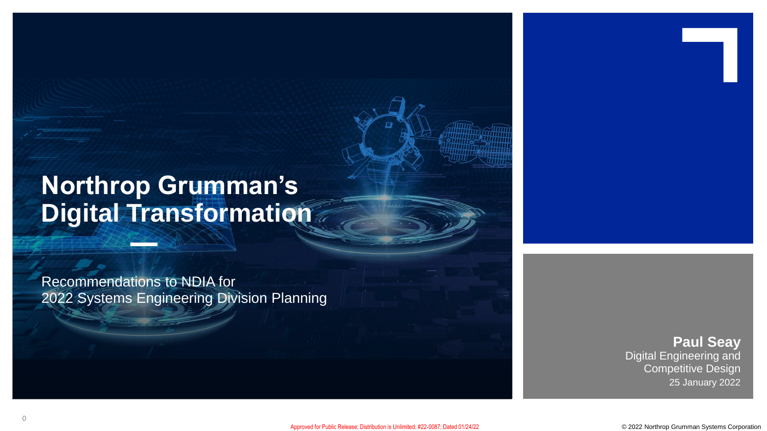# Northrop Grumman's Digital Transformation

Recommendations to NDIA for
2022 Systems Engineering Division Planning

**Paul Seay**
Digital Engineering and
Competitive Design
25 January 2022

Approved for Public Release; Distribution is Unlimited; #22-0087; Dated 01/24/22

© 2022 Northrop Grumman Systems Corporation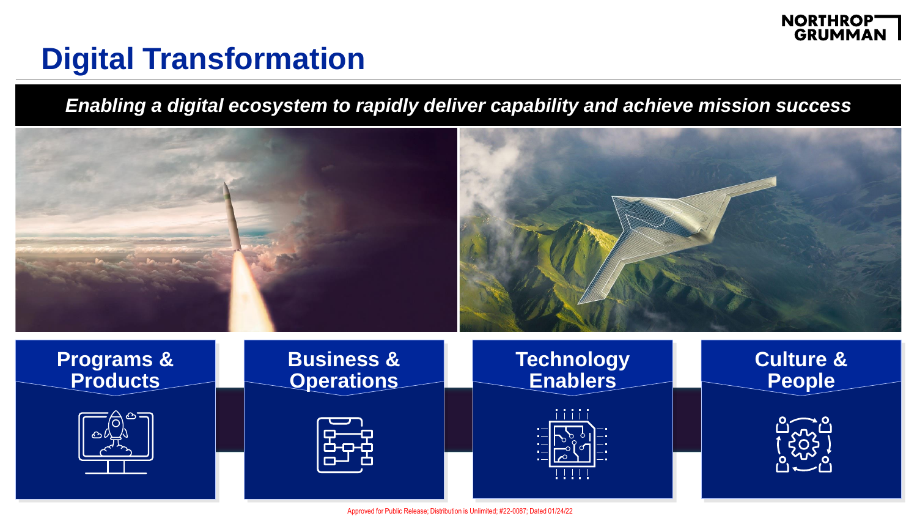# Digital Transformation

***Enabling a digital ecosystem to rapidly deliver capability and achieve mission success***

**Programs & Products**

**Business & Operations**

**Technology Enablers**

**Culture & People**

Approved for Public Release; Distribution is Unlimited; #22-0087; Dated 01/24/22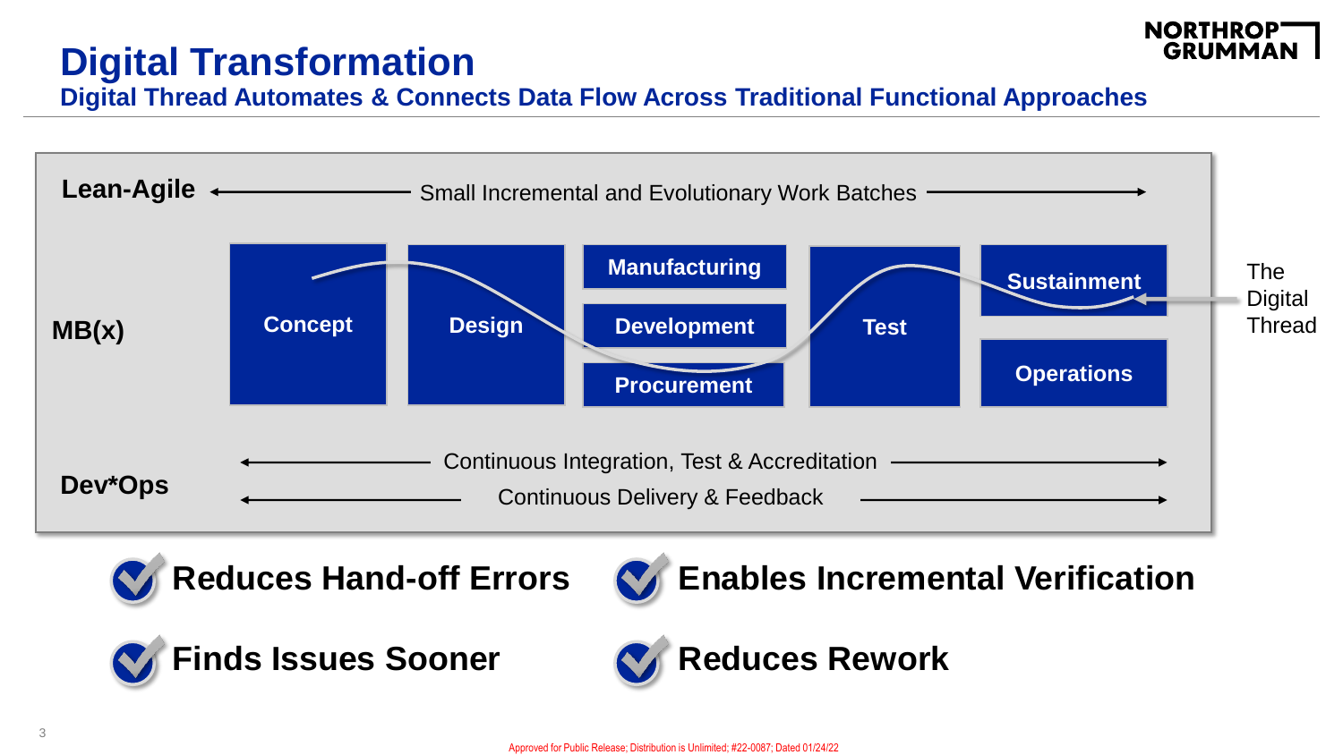# Digital Transformation

## Digital Thread Automates & Connects Data Flow Across Traditional Functional Approaches

**Lean-Agile** ← Small Incremental and Evolutionary Work Batches →

**MB(x)**

- Concept
- Design
- Manufacturing
- Development
- Procurement
- Test
- Sustainment
- Operations

The Digital Thread

**Dev*Ops**

← Continuous Integration, Test & Accreditation →

← Continuous Delivery & Feedback →

- ✔ **Reduces Hand-off Errors**
- ✔ **Enables Incremental Verification**
- ✔ **Finds Issues Sooner**
- ✔ **Reduces Rework**

Approved for Public Release; Distribution is Unlimited; #22-0087; Dated 01/24/22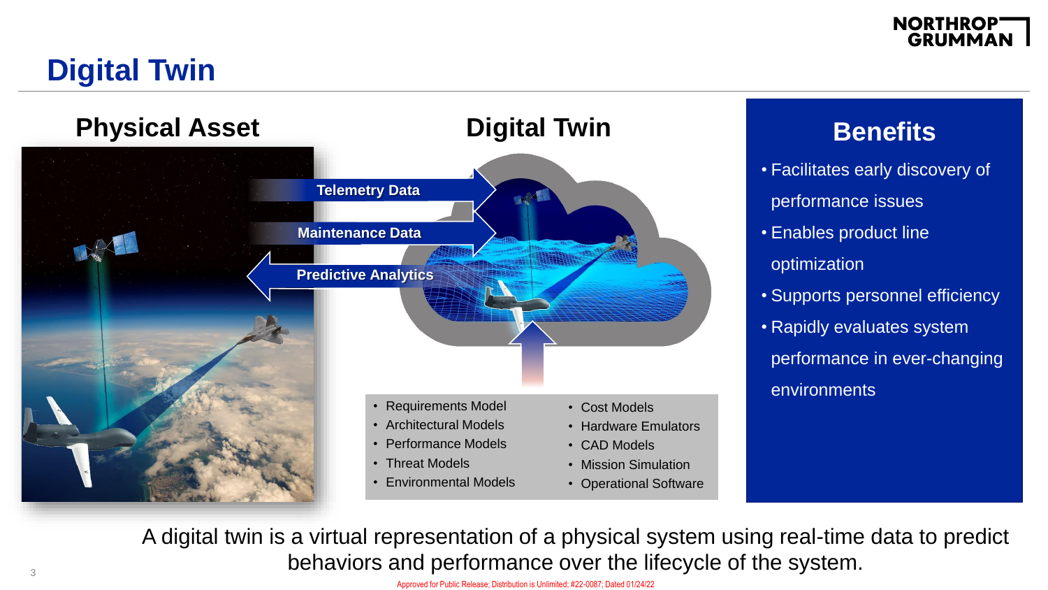# Digital Twin

## Physical Asset

## Digital Twin

**Telemetry Data**

**Maintenance Data**

**Predictive Analytics**

- Requirements Model
- Architectural Models
- Performance Models
- Threat Models
- Environmental Models
- Cost Models
- Hardware Emulators
- CAD Models
- Mission Simulation
- Operational Software

## Benefits

- Facilitates early discovery of performance issues
- Enables product line optimization
- Supports personnel efficiency
- Rapidly evaluates system performance in ever-changing environments

A digital twin is a virtual representation of a physical system using real-time data to predict behaviors and performance over the lifecycle of the system.

Approved for Public Release; Distribution is Unlimited; #22-0087; Dated 01/24/22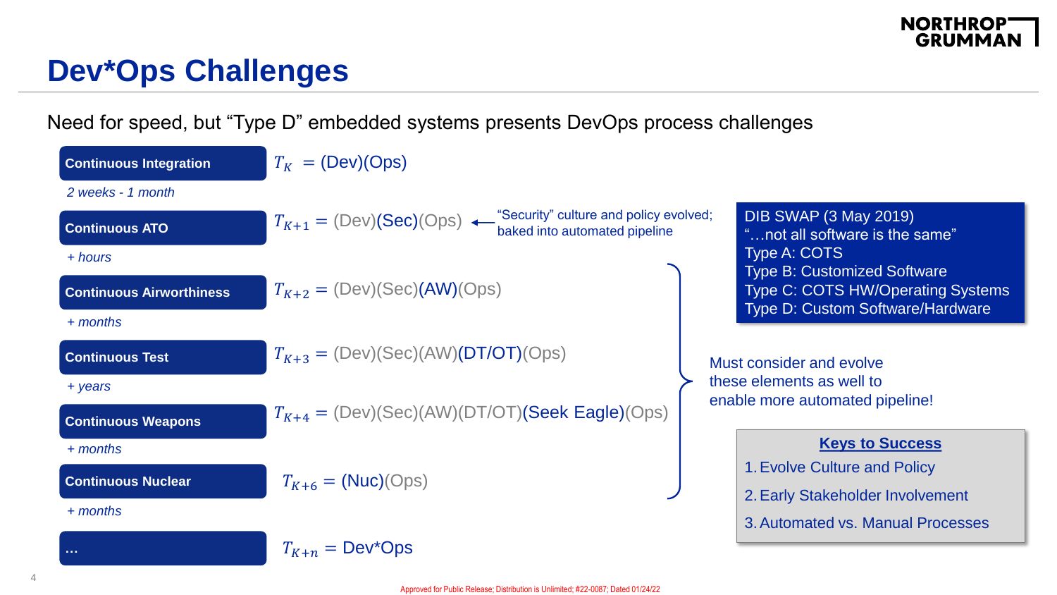# Dev*Ops Challenges

Need for speed, but "Type D" embedded systems presents DevOps process challenges

**Continuous Integration** — $T_K$ = (Dev)(Ops)

*2 weeks - 1 month*

**Continuous ATO** — $T_{K+1}$ = (Dev)(Sec)(Ops) ← "Security" culture and policy evolved; baked into automated pipeline

*+ hours*

**Continuous Airworthiness** — $T_{K+2}$ = (Dev)(Sec)(AW)(Ops)

*+ months*

**Continuous Test** — $T_{K+3}$ = (Dev)(Sec)(AW)(DT/OT)(Ops)

*+ years*

**Continuous Weapons** — $T_{K+4}$ = (Dev)(Sec)(AW)(DT/OT)(Seek Eagle)(Ops)

*+ months*

**Continuous Nuclear** — $T_{K+6}$ = (Nuc)(Ops)

*+ months*

**...** — $T_{K+n}$ = Dev*Ops

Must consider and evolve these elements as well to enable more automated pipeline!

DIB SWAP (3 May 2019)
"…not all software is the same"
Type A: COTS
Type B: Customized Software
Type C: COTS HW/Operating Systems
Type D: Custom Software/Hardware

**Keys to Success**

1. Evolve Culture and Policy
2. Early Stakeholder Involvement
3. Automated vs. Manual Processes

Approved for Public Release; Distribution is Unlimited; #22-0087; Dated 01/24/22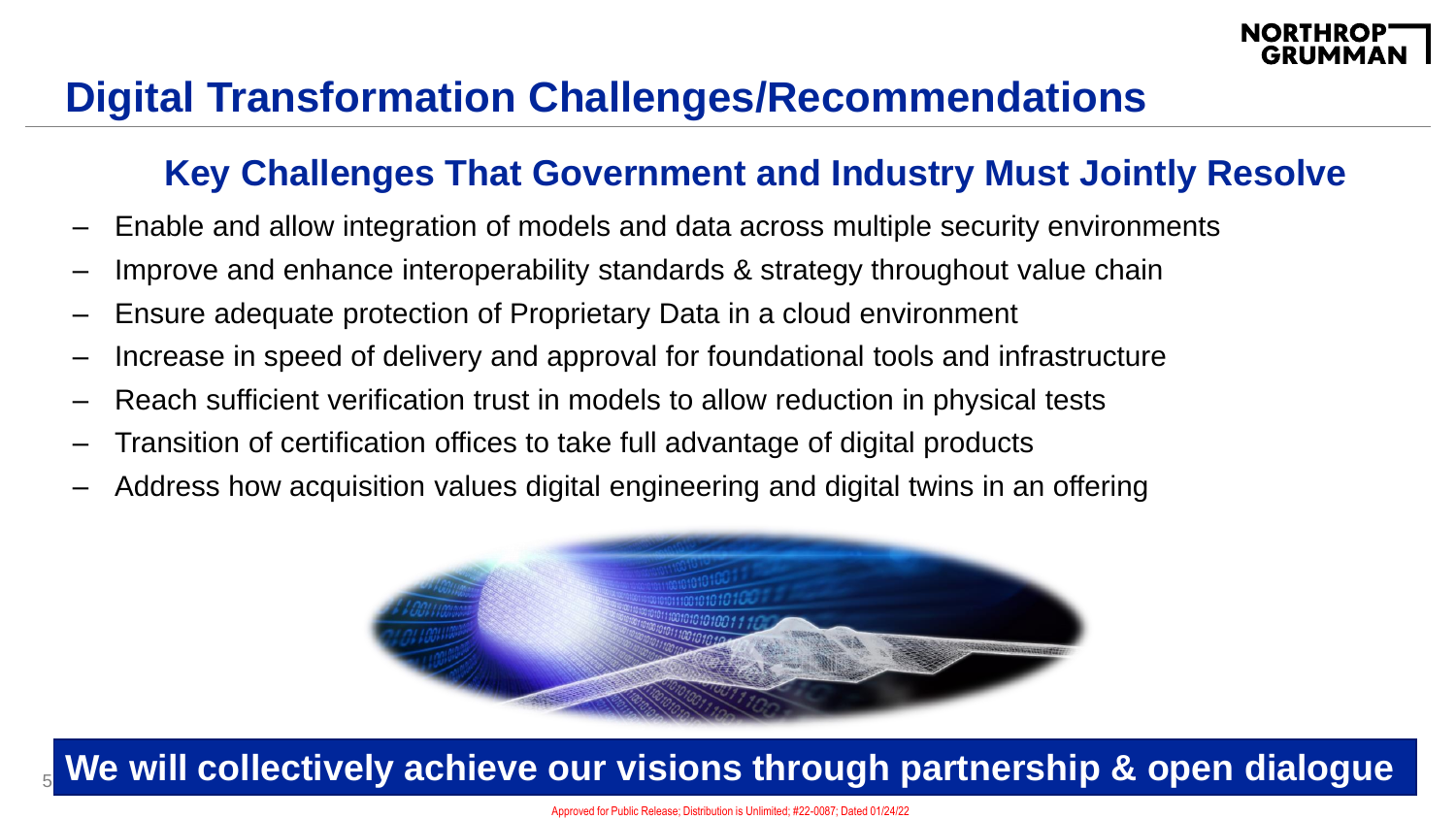# Digital Transformation Challenges/Recommendations

## Key Challenges That Government and Industry Must Jointly Resolve

- Enable and allow integration of models and data across multiple security environments
- Improve and enhance interoperability standards & strategy throughout value chain
- Ensure adequate protection of Proprietary Data in a cloud environment
- Increase in speed of delivery and approval for foundational tools and infrastructure
- Reach sufficient verification trust in models to allow reduction in physical tests
- Transition of certification offices to take full advantage of digital products
- Address how acquisition values digital engineering and digital twins in an offering

**We will collectively achieve our visions through partnership & open dialogue**

Approved for Public Release; Distribution is Unlimited; #22-0087; Dated 01/24/22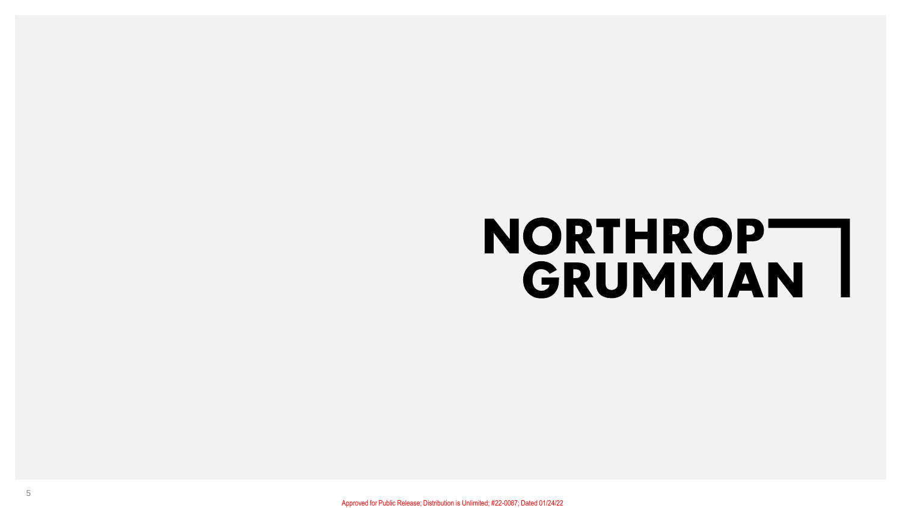NORTHROP GRUMMAN

Approved for Public Release; Distribution is Unlimited; #22-0087; Dated 01/24/22